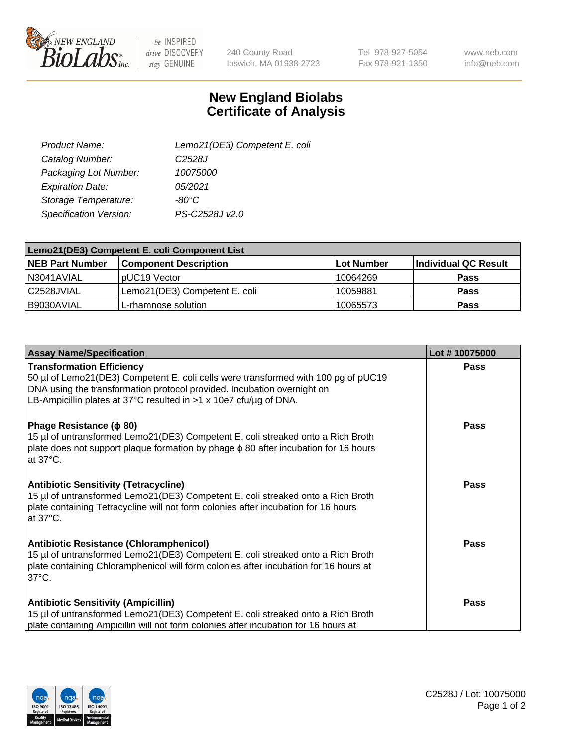# New England Biolabs Certificate of Analysis

| | |
|---|---|
| Product Name: | Lemo21(DE3) Competent E. coli |
| Catalog Number: | C2528J |
| Packaging Lot Number: | 10075000 |
| Expiration Date: | 05/2021 |
| Storage Temperature: | -80°C |
| Specification Version: | PS-C2528J v2.0 |

| Lemo21(DE3) Competent E. coli Component List | | | |
|---|---|---|---|
| **NEB Part Number** | **Component Description** | **Lot Number** | **Individual QC Result** |
| N3041AVIAL | pUC19 Vector | 10064269 | **Pass** |
| C2528JVIAL | Lemo21(DE3) Competent E. coli | 10059881 | **Pass** |
| B9030AVIAL | L-rhamnose solution | 10065573 | **Pass** |

| Assay Name/Specification | Lot # 10075000 |
|---|---|
| **Transformation Efficiency**<br>50 µl of Lemo21(DE3) Competent E. coli cells were transformed with 100 pg of pUC19 DNA using the transformation protocol provided. Incubation overnight on LB-Ampicillin plates at 37°C resulted in >1 x 10e7 cfu/µg of DNA. | **Pass** |
| **Phage Resistance (ϕ 80)**<br>15 µl of untransformed Lemo21(DE3) Competent E. coli streaked onto a Rich Broth plate does not support plaque formation by phage ϕ 80 after incubation for 16 hours at 37°C. | **Pass** |
| **Antibiotic Sensitivity (Tetracycline)**<br>15 µl of untransformed Lemo21(DE3) Competent E. coli streaked onto a Rich Broth plate containing Tetracycline will not form colonies after incubation for 16 hours at 37°C. | **Pass** |
| **Antibiotic Resistance (Chloramphenicol)**<br>15 µl of untransformed Lemo21(DE3) Competent E. coli streaked onto a Rich Broth plate containing Chloramphenicol will form colonies after incubation for 16 hours at 37°C. | **Pass** |
| **Antibiotic Sensitivity (Ampicillin)**<br>15 µl of untransformed Lemo21(DE3) Competent E. coli streaked onto a Rich Broth plate containing Ampicillin will not form colonies after incubation for 16 hours at | **Pass** |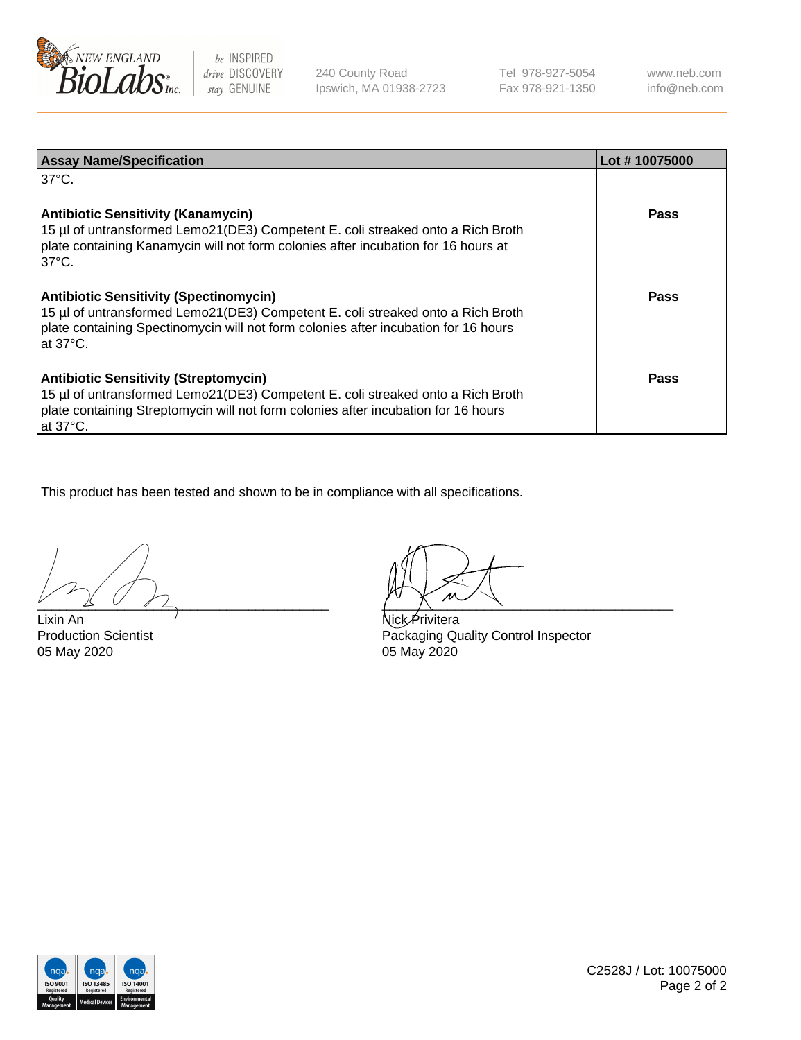| Assay Name/Specification | Lot # 10075000 |
|---|---|
| 37°C. | |
| **Antibiotic Sensitivity (Kanamycin)**<br>15 µl of untransformed Lemo21(DE3) Competent E. coli streaked onto a Rich Broth plate containing Kanamycin will not form colonies after incubation for 16 hours at 37°C. | **Pass** |
| **Antibiotic Sensitivity (Spectinomycin)**<br>15 µl of untransformed Lemo21(DE3) Competent E. coli streaked onto a Rich Broth plate containing Spectinomycin will not form colonies after incubation for 16 hours at 37°C. | **Pass** |
| **Antibiotic Sensitivity (Streptomycin)**<br>15 µl of untransformed Lemo21(DE3) Competent E. coli streaked onto a Rich Broth plate containing Streptomycin will not form colonies after incubation for 16 hours at 37°C. | **Pass** |

This product has been tested and shown to be in compliance with all specifications.

Lixin An
Production Scientist
05 May 2020

Nick Privitera
Packaging Quality Control Inspector
05 May 2020

C2528J / Lot: 10075000